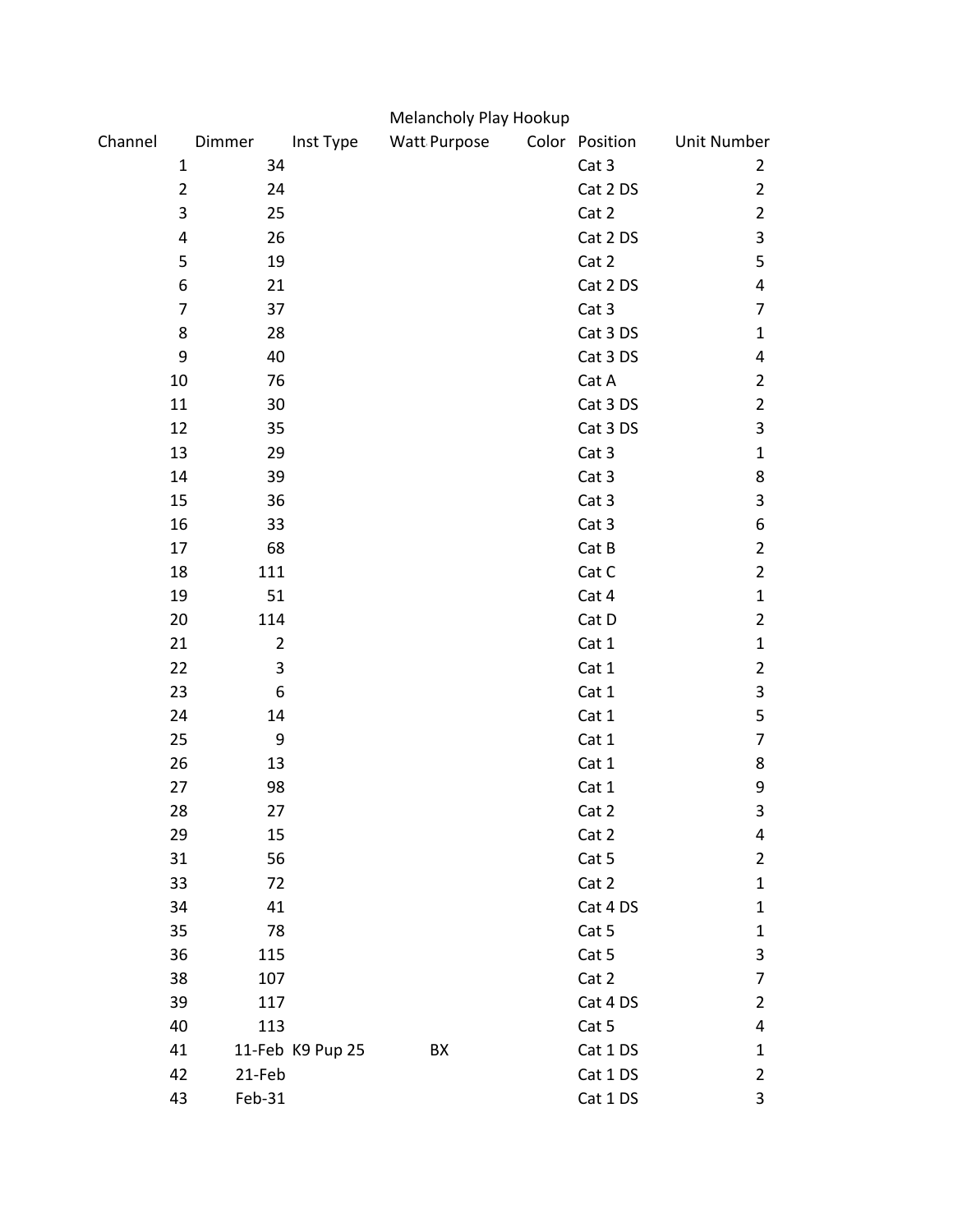# Melancholy Play Hookup

| Channel | Dimmer | Inst Type | Watt | Purpose | Color | Position | Unit Number |
|---|---|---|---|---|---|---|---|
| 1 | 34 | | | | | Cat 3 | 2 |
| 2 | 24 | | | | | Cat 2 DS | 2 |
| 3 | 25 | | | | | Cat 2 | 2 |
| 4 | 26 | | | | | Cat 2 DS | 3 |
| 5 | 19 | | | | | Cat 2 | 5 |
| 6 | 21 | | | | | Cat 2 DS | 4 |
| 7 | 37 | | | | | Cat 3 | 7 |
| 8 | 28 | | | | | Cat 3 DS | 1 |
| 9 | 40 | | | | | Cat 3 DS | 4 |
| 10 | 76 | | | | | Cat A | 2 |
| 11 | 30 | | | | | Cat 3 DS | 2 |
| 12 | 35 | | | | | Cat 3 DS | 3 |
| 13 | 29 | | | | | Cat 3 | 1 |
| 14 | 39 | | | | | Cat 3 | 8 |
| 15 | 36 | | | | | Cat 3 | 3 |
| 16 | 33 | | | | | Cat 3 | 6 |
| 17 | 68 | | | | | Cat B | 2 |
| 18 | 111 | | | | | Cat C | 2 |
| 19 | 51 | | | | | Cat 4 | 1 |
| 20 | 114 | | | | | Cat D | 2 |
| 21 | 2 | | | | | Cat 1 | 1 |
| 22 | 3 | | | | | Cat 1 | 2 |
| 23 | 6 | | | | | Cat 1 | 3 |
| 24 | 14 | | | | | Cat 1 | 5 |
| 25 | 9 | | | | | Cat 1 | 7 |
| 26 | 13 | | | | | Cat 1 | 8 |
| 27 | 98 | | | | | Cat 1 | 9 |
| 28 | 27 | | | | | Cat 2 | 3 |
| 29 | 15 | | | | | Cat 2 | 4 |
| 31 | 56 | | | | | Cat 5 | 2 |
| 33 | 72 | | | | | Cat 2 | 1 |
| 34 | 41 | | | | | Cat 4 DS | 1 |
| 35 | 78 | | | | | Cat 5 | 1 |
| 36 | 115 | | | | | Cat 5 | 3 |
| 38 | 107 | | | | | Cat 2 | 7 |
| 39 | 117 | | | | | Cat 4 DS | 2 |
| 40 | 113 | | | | | Cat 5 | 4 |
| 41 | 11-Feb | K9 Pup 25 | | BX | | Cat 1 DS | 1 |
| 42 | 21-Feb | | | | | Cat 1 DS | 2 |
| 43 | Feb-31 | | | | | Cat 1 DS | 3 |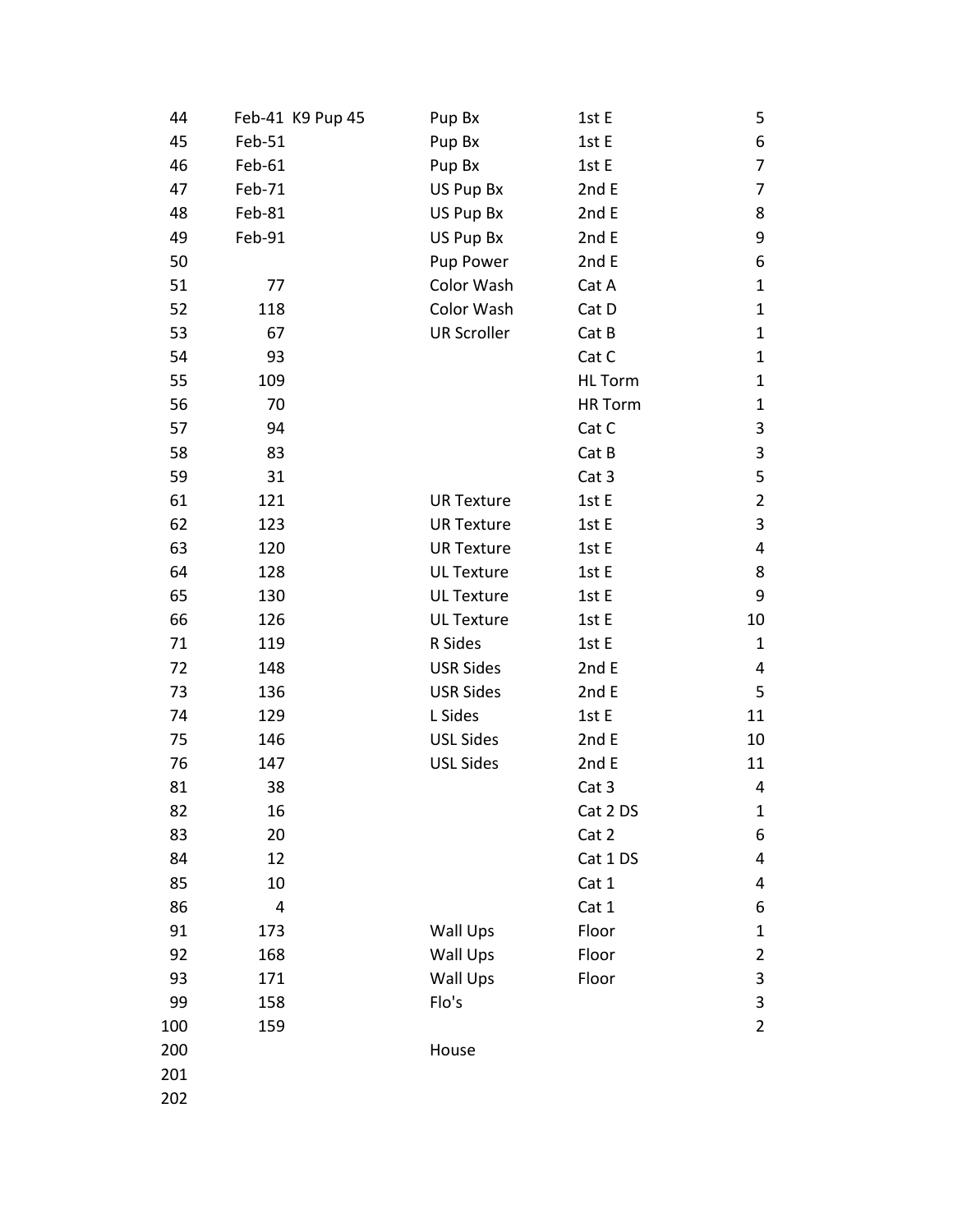| | | | | |
|---|---|---|---|---|
| 44 | Feb-41 K9 Pup 45 | Pup Bx | 1st E | 5 |
| 45 | Feb-51 | Pup Bx | 1st E | 6 |
| 46 | Feb-61 | Pup Bx | 1st E | 7 |
| 47 | Feb-71 | US Pup Bx | 2nd E | 7 |
| 48 | Feb-81 | US Pup Bx | 2nd E | 8 |
| 49 | Feb-91 | US Pup Bx | 2nd E | 9 |
| 50 | | Pup Power | 2nd E | 6 |
| 51 | 77 | Color Wash | Cat A | 1 |
| 52 | 118 | Color Wash | Cat D | 1 |
| 53 | 67 | UR Scroller | Cat B | 1 |
| 54 | 93 | | Cat C | 1 |
| 55 | 109 | | HL Torm | 1 |
| 56 | 70 | | HR Torm | 1 |
| 57 | 94 | | Cat C | 3 |
| 58 | 83 | | Cat B | 3 |
| 59 | 31 | | Cat 3 | 5 |
| 61 | 121 | UR Texture | 1st E | 2 |
| 62 | 123 | UR Texture | 1st E | 3 |
| 63 | 120 | UR Texture | 1st E | 4 |
| 64 | 128 | UL Texture | 1st E | 8 |
| 65 | 130 | UL Texture | 1st E | 9 |
| 66 | 126 | UL Texture | 1st E | 10 |
| 71 | 119 | R Sides | 1st E | 1 |
| 72 | 148 | USR Sides | 2nd E | 4 |
| 73 | 136 | USR Sides | 2nd E | 5 |
| 74 | 129 | L Sides | 1st E | 11 |
| 75 | 146 | USL Sides | 2nd E | 10 |
| 76 | 147 | USL Sides | 2nd E | 11 |
| 81 | 38 | | Cat 3 | 4 |
| 82 | 16 | | Cat 2 DS | 1 |
| 83 | 20 | | Cat 2 | 6 |
| 84 | 12 | | Cat 1 DS | 4 |
| 85 | 10 | | Cat 1 | 4 |
| 86 | 4 | | Cat 1 | 6 |
| 91 | 173 | Wall Ups | Floor | 1 |
| 92 | 168 | Wall Ups | Floor | 2 |
| 93 | 171 | Wall Ups | Floor | 3 |
| 99 | 158 | Flo's | | 3 |
| 100 | 159 | | | 2 |
| 200 | | House | | |
| 201 | | | | |
| 202 | | | | |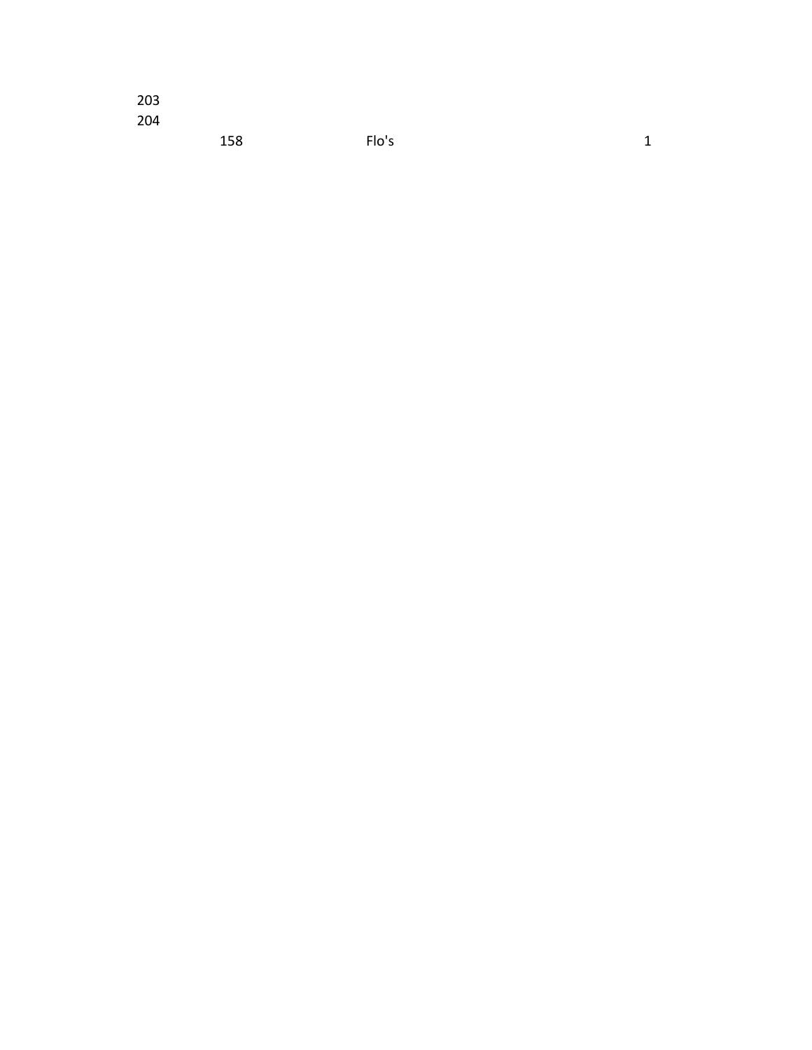| | | | |
|---|---|---|---|
| 203 | | | |
| 204 | | | |
| | 158 | Flo's | 1 |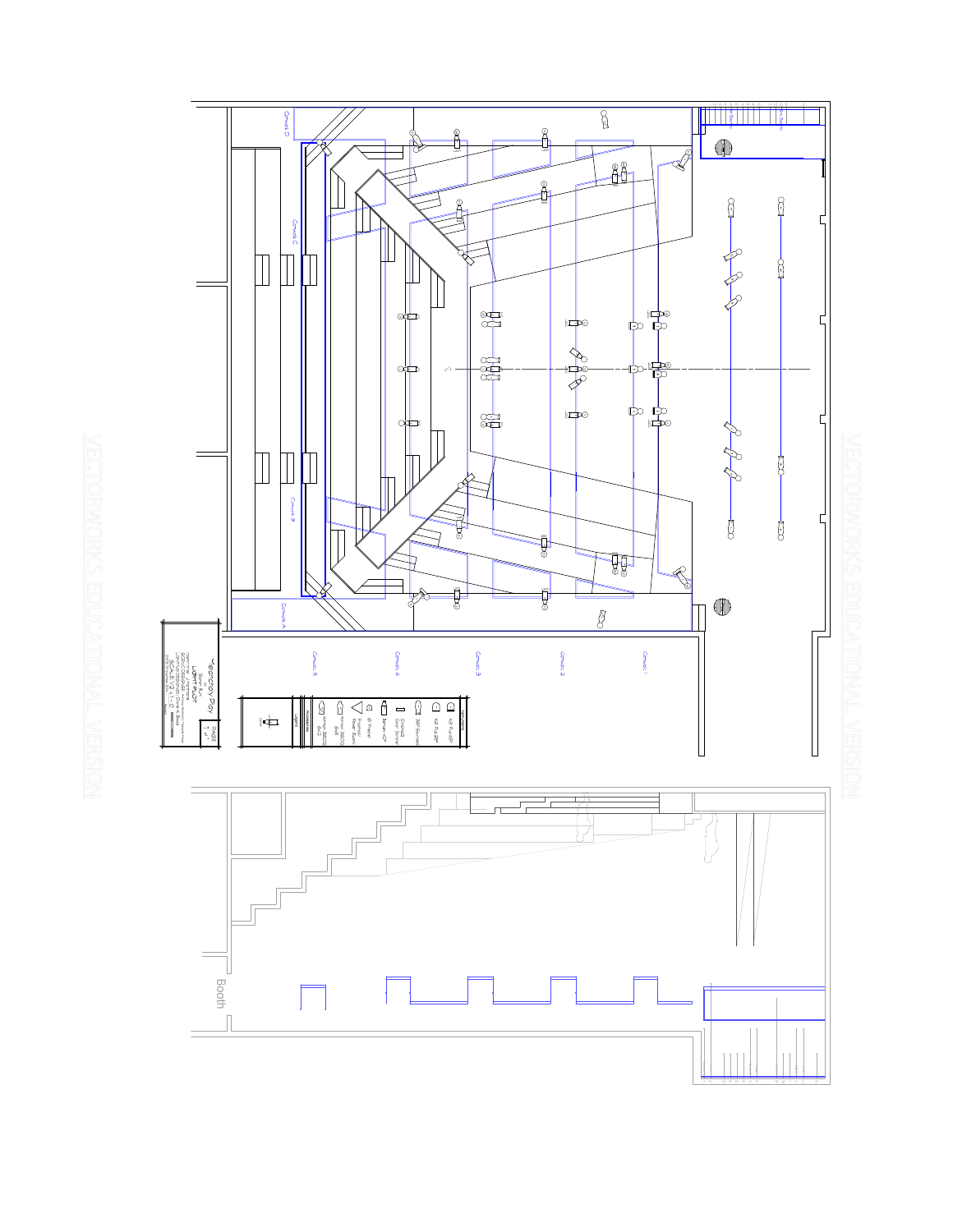VECTORWORKS EDUCATIONAL VERSION

Catwalk D

Catwalk C

Catwalk B

Catwalk A

Catwalk 5

Catwalk 4

Catwalk 3

Catwalk 2

Catwalk 1

Vagrancy Play

Light Plot

SCALE: 1/4" = 1'-0"

PAGE 1 of 1

Instruments

| |
|---|
| ETC Source Four 50° |
| ETC Source Four 26° |
| Source Four 36° |
| Chroma-Q Color Scroller |
| Altman 6" Fresnel |
| Altman 6" Fresnel |
| Practical Power Supply |
| Altman 360Q 6x9 |
| Altman 360Q 6x12 |

Accessories

Legend

Booth